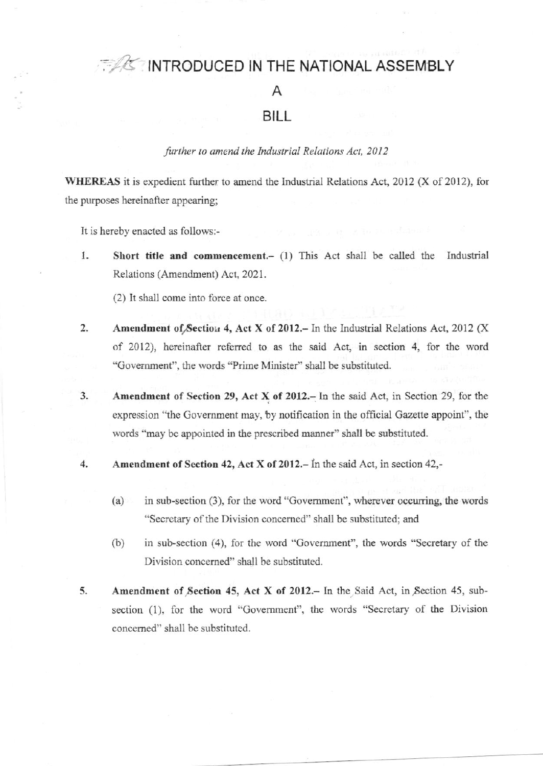# INTRODUCED IN THE NATIONAL ASSEMBLY

## A

## BILL

*further to amend the Industrial Relations Act, 2012*

**WHEREAS** it is expedient further to amend the Industrial Relations Act, 2012 (X of 2012), for the purposes hereinafter appearing;

It is hereby enacted as follows:-

1. **Short title and commencement.**– (1) This Act shall be called the Industrial Relations (Amendment) Act, 2021.

   (2) It shall come into force at once.

2. **Amendment of Section 4, Act X of 2012.**– In the Industrial Relations Act, 2012 (X of 2012), hereinafter referred to as the said Act, in section 4, for the word "Government", the words "Prime Minister" shall be substituted.

3. **Amendment of Section 29, Act X of 2012.**– In the said Act, in Section 29, for the expression "the Government may, by notification in the official Gazette appoint", the words "may be appointed in the prescribed manner" shall be substituted.

4. **Amendment of Section 42, Act X of 2012.**– In the said Act, in section 42,-

   (a) in sub-section (3), for the word "Government", wherever occurring, the words "Secretary of the Division concerned" shall be substituted; and

   (b) in sub-section (4), for the word "Government", the words "Secretary of the Division concerned" shall be substituted.

5. **Amendment of Section 45, Act X of 2012.**– In the Said Act, in Section 45, sub-section (1), for the word "Government", the words "Secretary of the Division concerned" shall be substituted.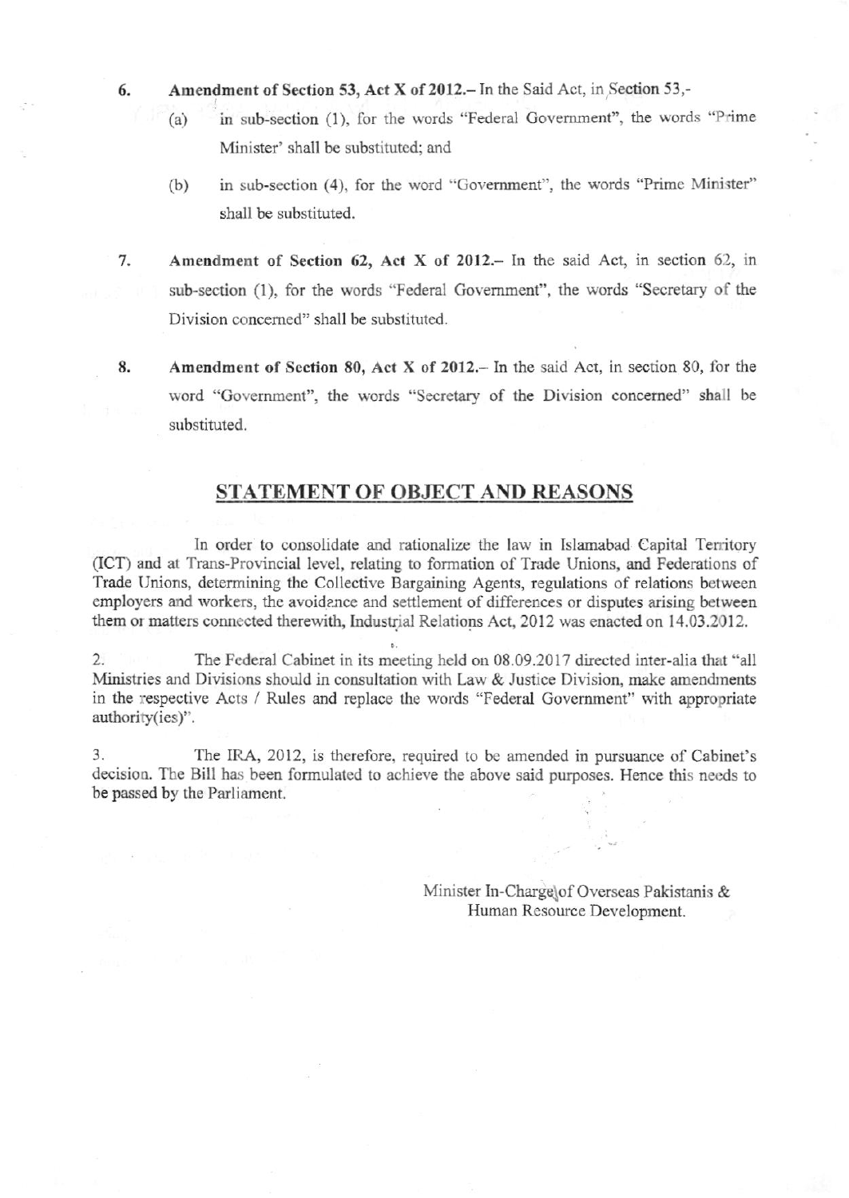6. **Amendment of Section 53, Act X of 2012.**– In the Said Act, in Section 53,-

   (a) in sub-section (1), for the words "Federal Government", the words "Prime Minister' shall be substituted; and

   (b) in sub-section (4), for the word "Government", the words "Prime Minister" shall be substituted.

7. **Amendment of Section 62, Act X of 2012.**– In the said Act, in section 62, in sub-section (1), for the words "Federal Government", the words "Secretary of the Division concerned" shall be substituted.

8. **Amendment of Section 80, Act X of 2012.**– In the said Act, in section 80, for the word "Government", the words "Secretary of the Division concerned" shall be substituted.

## STATEMENT OF OBJECT AND REASONS

In order to consolidate and rationalize the law in Islamabad Capital Territory (ICT) and at Trans-Provincial level, relating to formation of Trade Unions, and Federations of Trade Unions, determining the Collective Bargaining Agents, regulations of relations between employers and workers, the avoidance and settlement of differences or disputes arising between them or matters connected therewith, Industrial Relations Act, 2012 was enacted on 14.03.2012.

2. The Federal Cabinet in its meeting held on 08.09.2017 directed inter-alia that "all Ministries and Divisions should in consultation with Law & Justice Division, make amendments in the respective Acts / Rules and replace the words "Federal Government" with appropriate authority(ies)".

3. The IRA, 2012, is therefore, required to be amended in pursuance of Cabinet's decision. The Bill has been formulated to achieve the above said purposes. Hence this needs to be passed by the Parliament.

Minister In-Charge of Overseas Pakistanis &
Human Resource Development.